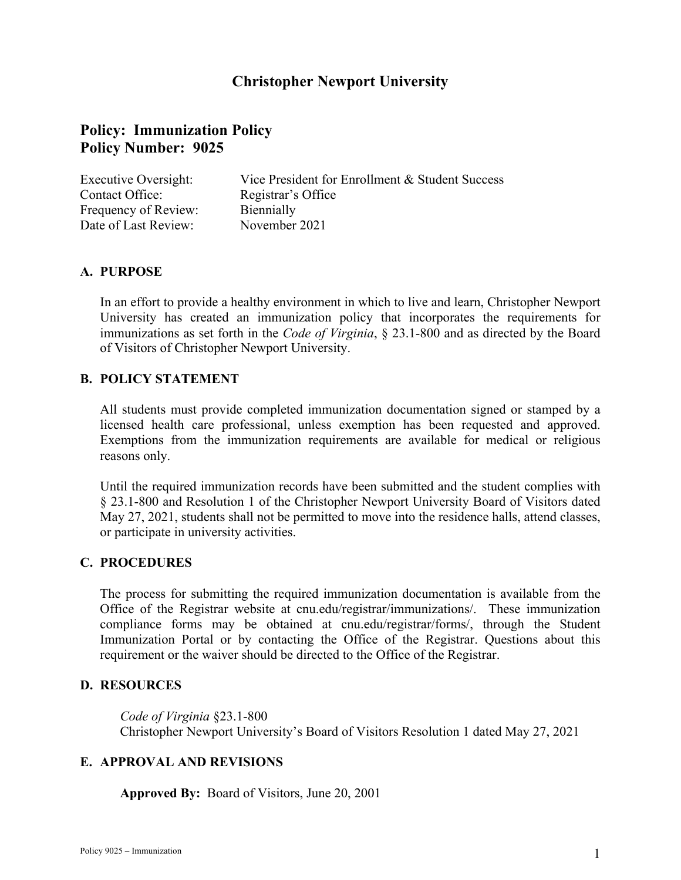# Christopher Newport University

## Policy: Immunization Policy
## Policy Number: 9025

| | |
|---|---|
| Executive Oversight: | Vice President for Enrollment & Student Success |
| Contact Office: | Registrar's Office |
| Frequency of Review: | Biennially |
| Date of Last Review: | November 2021 |

### A. PURPOSE

In an effort to provide a healthy environment in which to live and learn, Christopher Newport University has created an immunization policy that incorporates the requirements for immunizations as set forth in the *Code of Virginia*, § 23.1-800 and as directed by the Board of Visitors of Christopher Newport University.

### B. POLICY STATEMENT

All students must provide completed immunization documentation signed or stamped by a licensed health care professional, unless exemption has been requested and approved. Exemptions from the immunization requirements are available for medical or religious reasons only.

Until the required immunization records have been submitted and the student complies with § 23.1-800 and Resolution 1 of the Christopher Newport University Board of Visitors dated May 27, 2021, students shall not be permitted to move into the residence halls, attend classes, or participate in university activities.

### C. PROCEDURES

The process for submitting the required immunization documentation is available from the Office of the Registrar website at cnu.edu/registrar/immunizations/. These immunization compliance forms may be obtained at cnu.edu/registrar/forms/, through the Student Immunization Portal or by contacting the Office of the Registrar. Questions about this requirement or the waiver should be directed to the Office of the Registrar.

### D. RESOURCES

*Code of Virginia* §23.1-800
Christopher Newport University's Board of Visitors Resolution 1 dated May 27, 2021

### E. APPROVAL AND REVISIONS

**Approved By:** Board of Visitors, June 20, 2001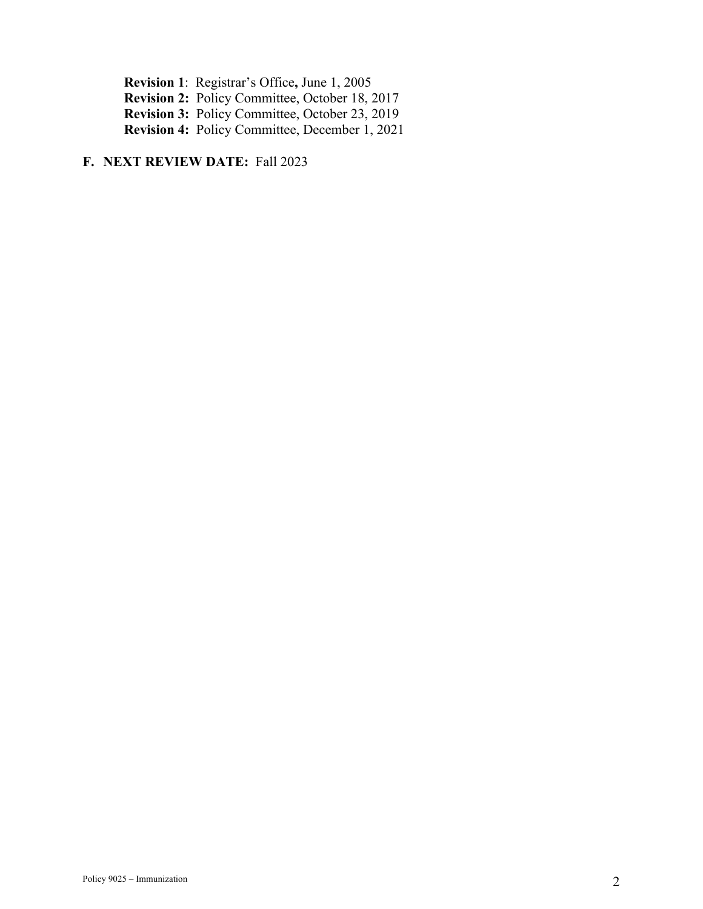**Revision 1**: Registrar's Office**,** June 1, 2005
**Revision 2:** Policy Committee, October 18, 2017
**Revision 3:** Policy Committee, October 23, 2019
**Revision 4:** Policy Committee, December 1, 2021

**F. NEXT REVIEW DATE:** Fall 2023